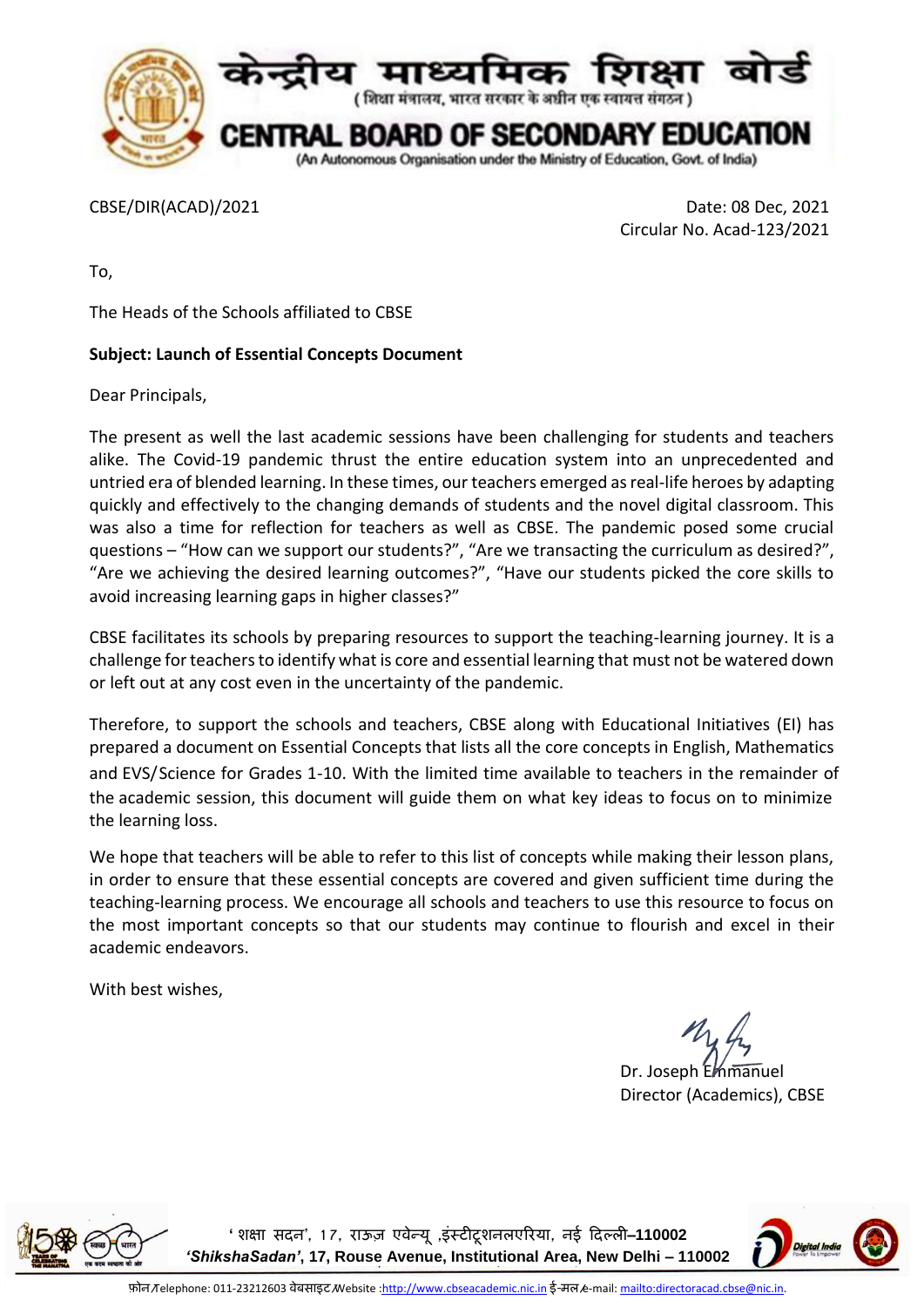# केन्द्रीय माध्यमिक शिक्षा बोर्ड

(शिक्षा मंत्रालय, भारत सरकार के अधीन एक स्वायत्त संगठन)

# CENTRAL BOARD OF SECONDARY EDUCATION

(An Autonomous Organisation under the Ministry of Education, Govt. of India)

CBSE/DIR(ACAD)/2021

Date: 08 Dec, 2021

Circular No. Acad-123/2021

To,

The Heads of the Schools affiliated to CBSE

**Subject: Launch of Essential Concepts Document**

Dear Principals,

The present as well the last academic sessions have been challenging for students and teachers alike. The Covid-19 pandemic thrust the entire education system into an unprecedented and untried era of blended learning. In these times, our teachers emerged as real-life heroes by adapting quickly and effectively to the changing demands of students and the novel digital classroom. This was also a time for reflection for teachers as well as CBSE. The pandemic posed some crucial questions – "How can we support our students?", "Are we transacting the curriculum as desired?", "Are we achieving the desired learning outcomes?", "Have our students picked the core skills to avoid increasing learning gaps in higher classes?"

CBSE facilitates its schools by preparing resources to support the teaching-learning journey. It is a challenge for teachers to identify what is core and essential learning that must not be watered down or left out at any cost even in the uncertainty of the pandemic.

Therefore, to support the schools and teachers, CBSE along with Educational Initiatives (EI) has prepared a document on Essential Concepts that lists all the core concepts in English, Mathematics and EVS/Science for Grades 1-10. With the limited time available to teachers in the remainder of the academic session, this document will guide them on what key ideas to focus on to minimize the learning loss.

We hope that teachers will be able to refer to this list of concepts while making their lesson plans, in order to ensure that these essential concepts are covered and given sufficient time during the teaching-learning process. We encourage all schools and teachers to use this resource to focus on the most important concepts so that our students may continue to flourish and excel in their academic endeavors.

With best wishes,

Dr. Joseph Emmanuel
Director (Academics), CBSE

'शिक्षा सदन', 17, राऊज़ एवेन्यू ,इंस्टीटूशनलएरिया, नई दिल्ली–110002
***'ShikshaSadan'*, 17, Rouse Avenue, Institutional Area, New Delhi – 110002**

फ़ोन/Telephone: 011-23212603 वेबसाइट/Website :http://www.cbseacademic.nic.in ई-मेल/e-mail: mailto:directoracad.cbse@nic.in.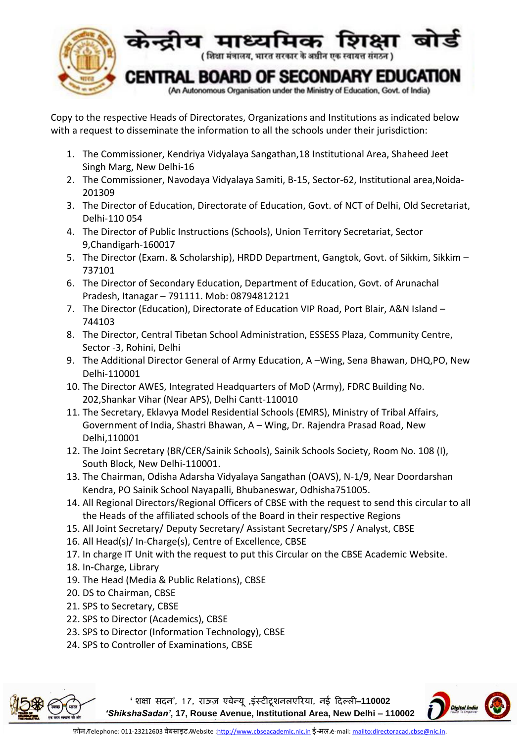Copy to the respective Heads of Directorates, Organizations and Institutions as indicated below with a request to disseminate the information to all the schools under their jurisdiction:

1. The Commissioner, Kendriya Vidyalaya Sangathan,18 Institutional Area, Shaheed Jeet Singh Marg, New Delhi-16
2. The Commissioner, Navodaya Vidyalaya Samiti, B-15, Sector-62, Institutional area,Noida-201309
3. The Director of Education, Directorate of Education, Govt. of NCT of Delhi, Old Secretariat, Delhi-110 054
4. The Director of Public Instructions (Schools), Union Territory Secretariat, Sector 9,Chandigarh-160017
5. The Director (Exam. & Scholarship), HRDD Department, Gangtok, Govt. of Sikkim, Sikkim – 737101
6. The Director of Secondary Education, Department of Education, Govt. of Arunachal Pradesh, Itanagar – 791111. Mob: 08794812121
7. The Director (Education), Directorate of Education VIP Road, Port Blair, A&N Island – 744103
8. The Director, Central Tibetan School Administration, ESSESS Plaza, Community Centre, Sector -3, Rohini, Delhi
9. The Additional Director General of Army Education, A –Wing, Sena Bhawan, DHQ,PO, New Delhi-110001
10. The Director AWES, Integrated Headquarters of MoD (Army), FDRC Building No. 202,Shankar Vihar (Near APS), Delhi Cantt-110010
11. The Secretary, Eklavya Model Residential Schools (EMRS), Ministry of Tribal Affairs, Government of India, Shastri Bhawan, A – Wing, Dr. Rajendra Prasad Road, New Delhi,110001
12. The Joint Secretary (BR/CER/Sainik Schools), Sainik Schools Society, Room No. 108 (I), South Block, New Delhi-110001.
13. The Chairman, Odisha Adarsha Vidyalaya Sangathan (OAVS), N-1/9, Near Doordarshan Kendra, PO Sainik School Nayapalli, Bhubaneswar, Odhisha751005.
14. All Regional Directors/Regional Officers of CBSE with the request to send this circular to all the Heads of the affiliated schools of the Board in their respective Regions
15. All Joint Secretary/ Deputy Secretary/ Assistant Secretary/SPS / Analyst, CBSE
16. All Head(s)/ In-Charge(s), Centre of Excellence, CBSE
17. In charge IT Unit with the request to put this Circular on the CBSE Academic Website.
18. In-Charge, Library
19. The Head (Media & Public Relations), CBSE
20. DS to Chairman, CBSE
21. SPS to Secretary, CBSE
22. SPS to Director (Academics), CBSE
23. SPS to Director (Information Technology), CBSE
24. SPS to Controller of Examinations, CBSE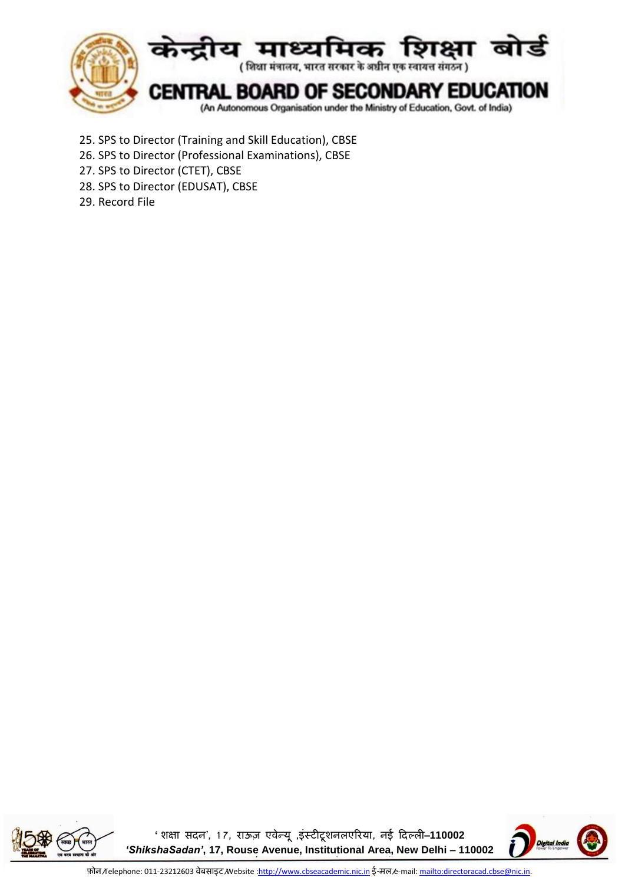25. SPS to Director (Training and Skill Education), CBSE
26. SPS to Director (Professional Examinations), CBSE
27. SPS to Director (CTET), CBSE
28. SPS to Director (EDUSAT), CBSE
29. Record File